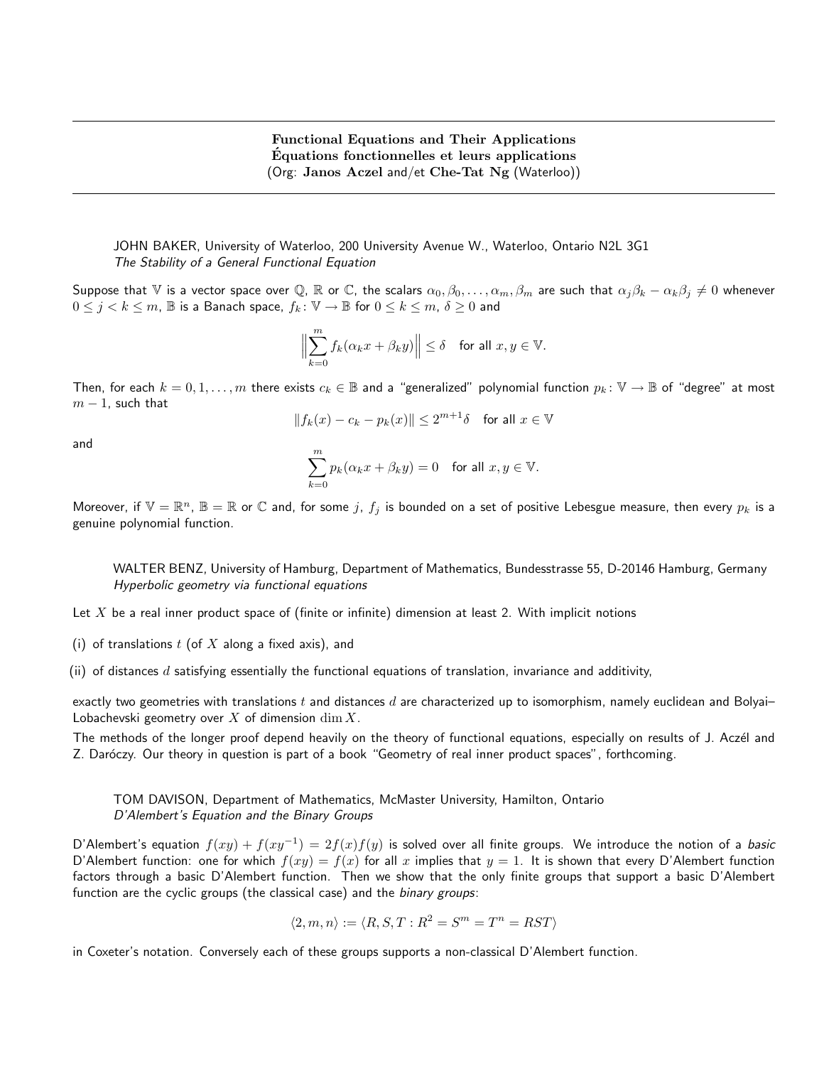# Functional Equations and Their Applications
# Équations fonctionnelles et leurs applications
(Org: **Janos Aczel** and/et **Che-Tat Ng** (Waterloo))

---

JOHN BAKER, University of Waterloo, 200 University Avenue W., Waterloo, Ontario N2L 3G1
*The Stability of a General Functional Equation*

Suppose that $\mathbb{V}$ is a vector space over $\mathbb{Q}$, $\mathbb{R}$ or $\mathbb{C}$, the scalars $\alpha_0, \beta_0, \dots, \alpha_m, \beta_m$ are such that $\alpha_j \beta_k - \alpha_k \beta_j \neq 0$ whenever $0 \leq j < k \leq m$, $\mathbb{B}$ is a Banach space, $f_k \colon \mathbb{V} \to \mathbb{B}$ for $0 \leq k \leq m$, $\delta \geq 0$ and

$$\Big\| \sum_{k=0}^{m} f_k(\alpha_k x + \beta_k y) \Big\| \leq \delta \quad \text{for all } x, y \in \mathbb{V}.$$

Then, for each $k = 0, 1, \dots, m$ there exists $c_k \in \mathbb{B}$ and a "generalized" polynomial function $p_k \colon \mathbb{V} \to \mathbb{B}$ of "degree" at most $m - 1$, such that

$$\| f_k(x) - c_k - p_k(x) \| \leq 2^{m+1} \delta \quad \text{for all } x \in \mathbb{V}$$

and

$$\sum_{k=0}^{m} p_k(\alpha_k x + \beta_k y) = 0 \quad \text{for all } x, y \in \mathbb{V}.$$

Moreover, if $\mathbb{V} = \mathbb{R}^n$, $\mathbb{B} = \mathbb{R}$ or $\mathbb{C}$ and, for some $j$, $f_j$ is bounded on a set of positive Lebesgue measure, then every $p_k$ is a genuine polynomial function.

WALTER BENZ, University of Hamburg, Department of Mathematics, Bundesstrasse 55, D-20146 Hamburg, Germany
*Hyperbolic geometry via functional equations*

Let $X$ be a real inner product space of (finite or infinite) dimension at least 2. With implicit notions

(i) of translations $t$ (of $X$ along a fixed axis), and

(ii) of distances $d$ satisfying essentially the functional equations of translation, invariance and additivity,

exactly two geometries with translations $t$ and distances $d$ are characterized up to isomorphism, namely euclidean and Bolyai–Lobachevski geometry over $X$ of dimension $\dim X$.

The methods of the longer proof depend heavily on the theory of functional equations, especially on results of J. Aczél and Z. Daróczy. Our theory in question is part of a book "Geometry of real inner product spaces", forthcoming.

TOM DAVISON, Department of Mathematics, McMaster University, Hamilton, Ontario
*D'Alembert's Equation and the Binary Groups*

D'Alembert's equation $f(xy) + f(xy^{-1}) = 2f(x)f(y)$ is solved over all finite groups. We introduce the notion of a *basic* D'Alembert function: one for which $f(xy) = f(x)$ for all $x$ implies that $y = 1$. It is shown that every D'Alembert function factors through a basic D'Alembert function. Then we show that the only finite groups that support a basic D'Alembert function are the cyclic groups (the classical case) and the *binary groups*:

$$\langle 2, m, n \rangle := \langle R, S, T : R^2 = S^m = T^n = RST \rangle$$

in Coxeter's notation. Conversely each of these groups supports a non-classical D'Alembert function.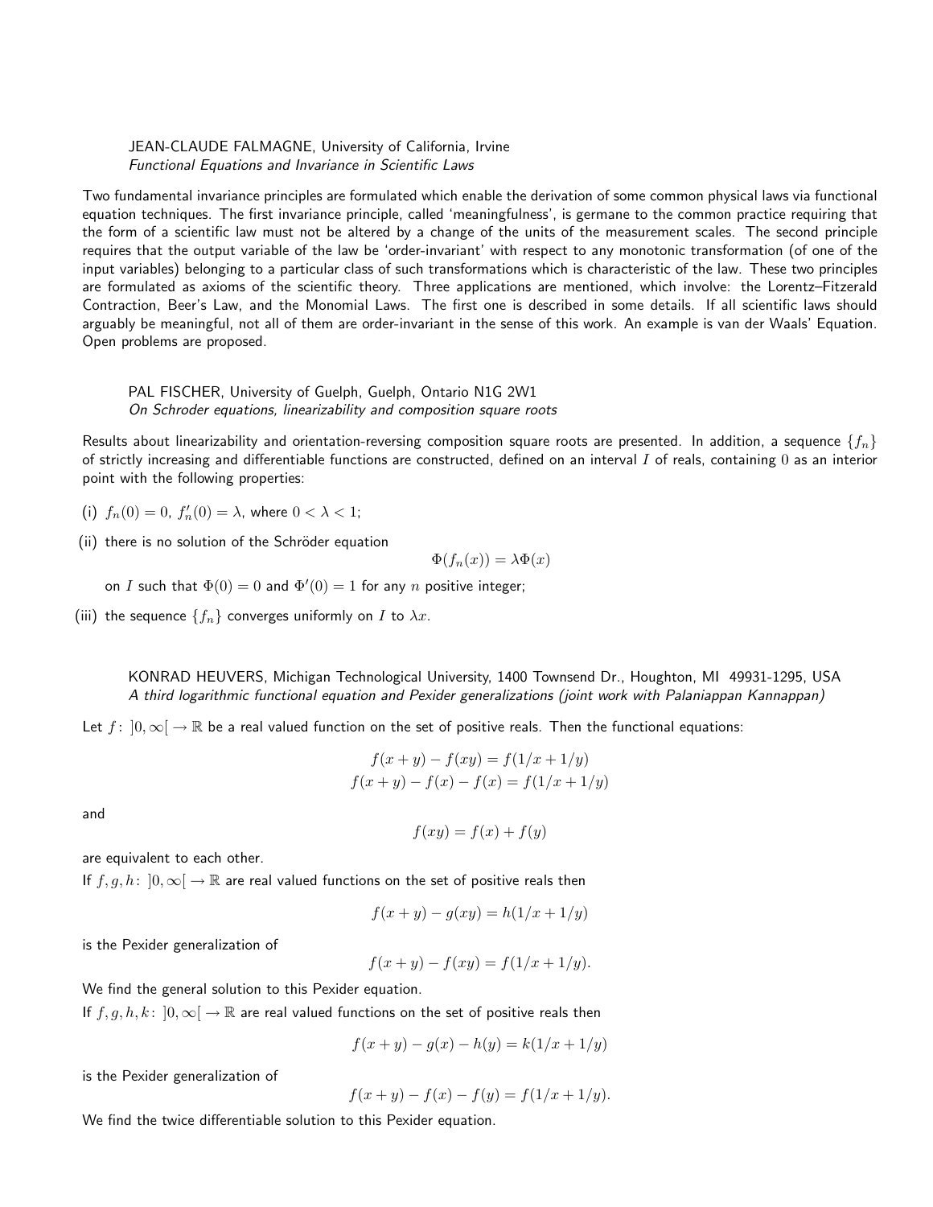JEAN-CLAUDE FALMAGNE, University of California, Irvine
*Functional Equations and Invariance in Scientific Laws*

Two fundamental invariance principles are formulated which enable the derivation of some common physical laws via functional equation techniques. The first invariance principle, called 'meaningfulness', is germane to the common practice requiring that the form of a scientific law must not be altered by a change of the units of the measurement scales. The second principle requires that the output variable of the law be 'order-invariant' with respect to any monotonic transformation (of one of the input variables) belonging to a particular class of such transformations which is characteristic of the law. These two principles are formulated as axioms of the scientific theory. Three applications are mentioned, which involve: the Lorentz–Fitzerald Contraction, Beer's Law, and the Monomial Laws. The first one is described in some details. If all scientific laws should arguably be meaningful, not all of them are order-invariant in the sense of this work. An example is van der Waals' Equation. Open problems are proposed.

PAL FISCHER, University of Guelph, Guelph, Ontario N1G 2W1
*On Schroder equations, linearizability and composition square roots*

Results about linearizability and orientation-reversing composition square roots are presented. In addition, a sequence $\{f_n\}$ of strictly increasing and differentiable functions are constructed, defined on an interval $I$ of reals, containing $0$ as an interior point with the following properties:

(i) $f_n(0) = 0$, $f_n'(0) = \lambda$, where $0 < \lambda < 1$;

(ii) there is no solution of the Schröder equation
$$\Phi(f_n(x)) = \lambda\Phi(x)$$
on $I$ such that $\Phi(0) = 0$ and $\Phi'(0) = 1$ for any $n$ positive integer;

(iii) the sequence $\{f_n\}$ converges uniformly on $I$ to $\lambda x$.

KONRAD HEUVERS, Michigan Technological University, 1400 Townsend Dr., Houghton, MI 49931-1295, USA
*A third logarithmic functional equation and Pexider generalizations (joint work with Palaniappan Kannappan)*

Let $f\colon\ ]0,\infty[\ \to \mathbb{R}$ be a real valued function on the set of positive reals. Then the functional equations:

$$f(x+y) - f(xy) = f(1/x + 1/y)$$
$$f(x+y) - f(x) - f(x) = f(1/x + 1/y)$$

and

$$f(xy) = f(x) + f(y)$$

are equivalent to each other.

If $f, g, h\colon\ ]0,\infty[\ \to \mathbb{R}$ are real valued functions on the set of positive reals then

$$f(x+y) - g(xy) = h(1/x + 1/y)$$

is the Pexider generalization of

$$f(x+y) - f(xy) = f(1/x + 1/y).$$

We find the general solution to this Pexider equation.

If $f, g, h, k\colon\ ]0,\infty[\ \to \mathbb{R}$ are real valued functions on the set of positive reals then

$$f(x+y) - g(x) - h(y) = k(1/x + 1/y)$$

is the Pexider generalization of

$$f(x+y) - f(x) - f(y) = f(1/x + 1/y).$$

We find the twice differentiable solution to this Pexider equation.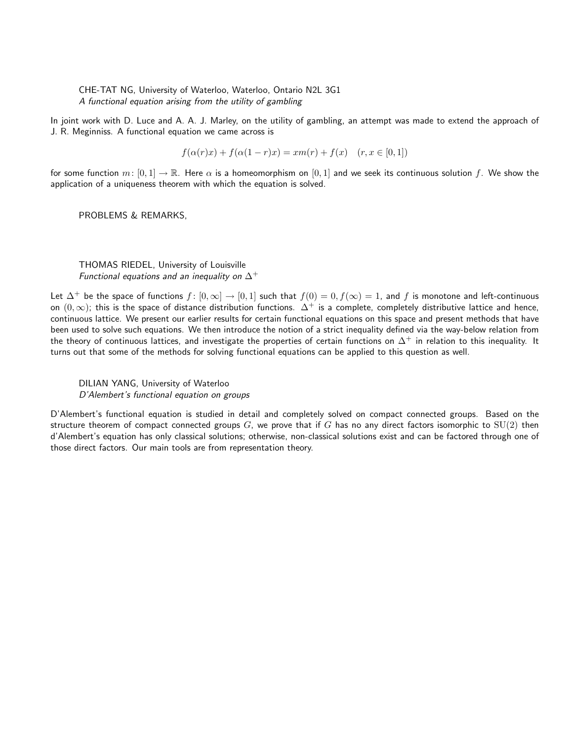CHE-TAT NG, University of Waterloo, Waterloo, Ontario N2L 3G1
*A functional equation arising from the utility of gambling*

In joint work with D. Luce and A. A. J. Marley, on the utility of gambling, an attempt was made to extend the approach of J. R. Meginniss. A functional equation we came across is

$$f(\alpha(r)x) + f(\alpha(1-r)x) = xm(r) + f(x) \quad (r, x \in [0,1])$$

for some function $m\colon [0,1] \to \mathbb{R}$. Here $\alpha$ is a homeomorphism on $[0,1]$ and we seek its continuous solution $f$. We show the application of a uniqueness theorem with which the equation is solved.

PROBLEMS & REMARKS,

THOMAS RIEDEL, University of Louisville
*Functional equations and an inequality on* $\Delta^+$

Let $\Delta^+$ be the space of functions $f\colon [0,\infty] \to [0,1]$ such that $f(0) = 0, f(\infty) = 1$, and $f$ is monotone and left-continuous on $(0,\infty)$; this is the space of distance distribution functions. $\Delta^+$ is a complete, completely distributive lattice and hence, continuous lattice. We present our earlier results for certain functional equations on this space and present methods that have been used to solve such equations. We then introduce the notion of a strict inequality defined via the way-below relation from the theory of continuous lattices, and investigate the properties of certain functions on $\Delta^+$ in relation to this inequality. It turns out that some of the methods for solving functional equations can be applied to this question as well.

DILIAN YANG, University of Waterloo
*D'Alembert's functional equation on groups*

D'Alembert's functional equation is studied in detail and completely solved on compact connected groups. Based on the structure theorem of compact connected groups $G$, we prove that if $G$ has no any direct factors isomorphic to $\mathrm{SU}(2)$ then d'Alembert's equation has only classical solutions; otherwise, non-classical solutions exist and can be factored through one of those direct factors. Our main tools are from representation theory.